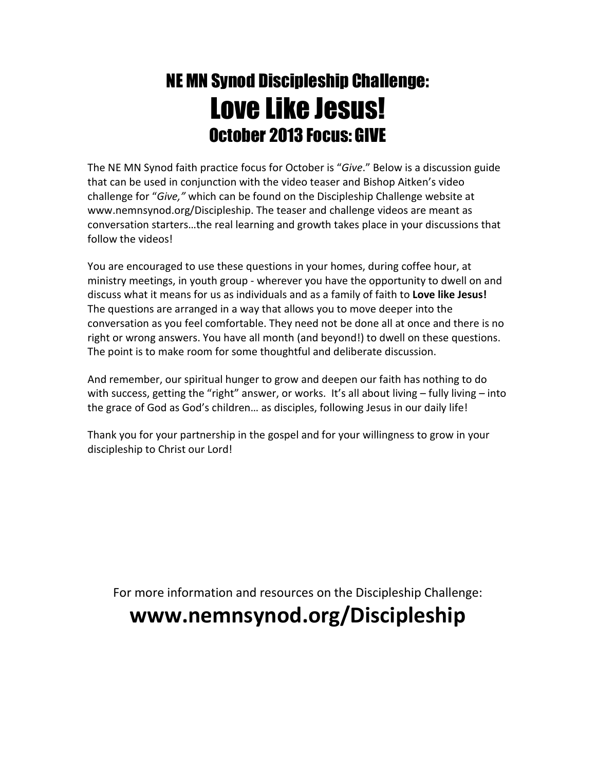# NE MN Synod Discipleship Challenge:
# Love Like Jesus!
## October 2013 Focus: GIVE

The NE MN Synod faith practice focus for October is "*Give*." Below is a discussion guide that can be used in conjunction with the video teaser and Bishop Aitken's video challenge for "*Give,"* which can be found on the Discipleship Challenge website at www.nemnsynod.org/Discipleship. The teaser and challenge videos are meant as conversation starters…the real learning and growth takes place in your discussions that follow the videos!

You are encouraged to use these questions in your homes, during coffee hour, at ministry meetings, in youth group - wherever you have the opportunity to dwell on and discuss what it means for us as individuals and as a family of faith to **Love like Jesus!** The questions are arranged in a way that allows you to move deeper into the conversation as you feel comfortable. They need not be done all at once and there is no right or wrong answers. You have all month (and beyond!) to dwell on these questions. The point is to make room for some thoughtful and deliberate discussion.

And remember, our spiritual hunger to grow and deepen our faith has nothing to do with success, getting the "right" answer, or works. It's all about living – fully living – into the grace of God as God's children… as disciples, following Jesus in our daily life!

Thank you for your partnership in the gospel and for your willingness to grow in your discipleship to Christ our Lord!

For more information and resources on the Discipleship Challenge:

**www.nemnsynod.org/Discipleship**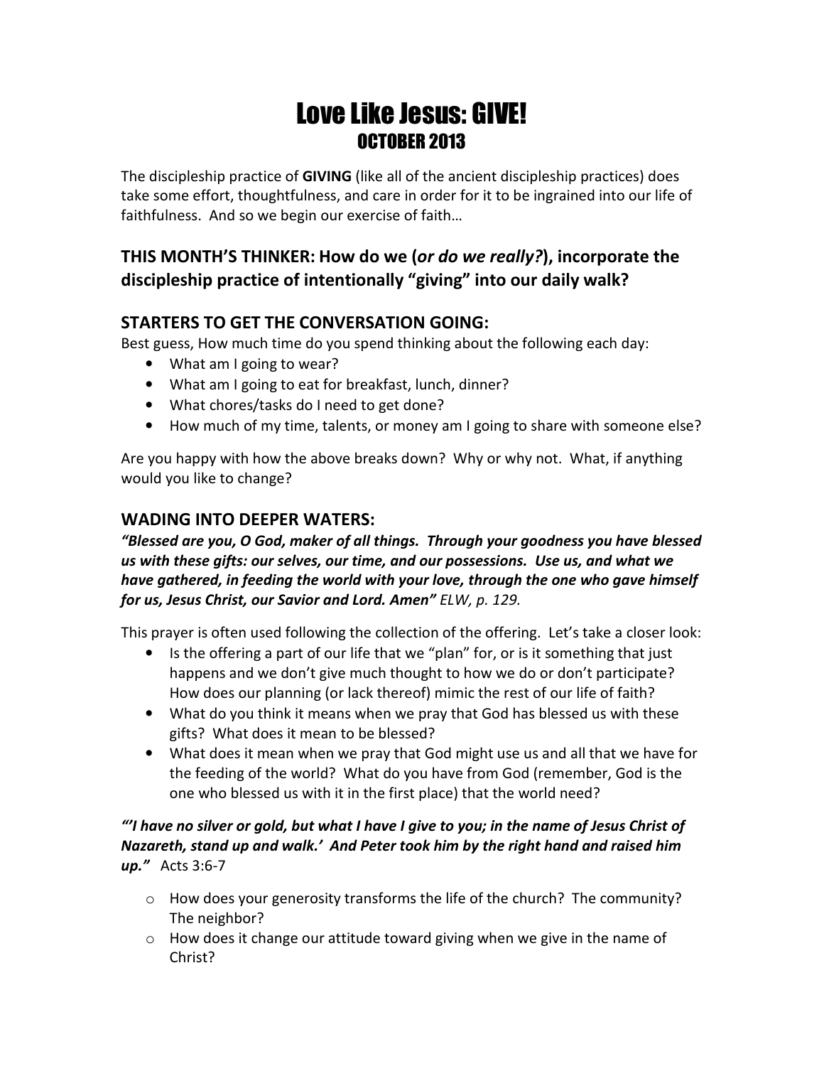# Love Like Jesus: GIVE!
# OCTOBER 2013

The discipleship practice of **GIVING** (like all of the ancient discipleship practices) does take some effort, thoughtfulness, and care in order for it to be ingrained into our life of faithfulness. And so we begin our exercise of faith…

## THIS MONTH'S THINKER: How do we (*or do we really?*), incorporate the discipleship practice of intentionally "giving" into our daily walk?

### STARTERS TO GET THE CONVERSATION GOING:

Best guess, How much time do you spend thinking about the following each day:

- What am I going to wear?
- What am I going to eat for breakfast, lunch, dinner?
- What chores/tasks do I need to get done?
- How much of my time, talents, or money am I going to share with someone else?

Are you happy with how the above breaks down? Why or why not. What, if anything would you like to change?

### WADING INTO DEEPER WATERS:

***"Blessed are you, O God, maker of all things. Through your goodness you have blessed us with these gifts: our selves, our time, and our possessions. Use us, and what we have gathered, in feeding the world with your love, through the one who gave himself for us, Jesus Christ, our Savior and Lord. Amen"*** *ELW, p. 129.*

This prayer is often used following the collection of the offering. Let's take a closer look:

- Is the offering a part of our life that we "plan" for, or is it something that just happens and we don't give much thought to how we do or don't participate? How does our planning (or lack thereof) mimic the rest of our life of faith?
- What do you think it means when we pray that God has blessed us with these gifts? What does it mean to be blessed?
- What does it mean when we pray that God might use us and all that we have for the feeding of the world? What do you have from God (remember, God is the one who blessed us with it in the first place) that the world need?

***"'I have no silver or gold, but what I have I give to you; in the name of Jesus Christ of Nazareth, stand up and walk.' And Peter took him by the right hand and raised him up."*** Acts 3:6-7

- How does your generosity transforms the life of the church? The community? The neighbor?
- How does it change our attitude toward giving when we give in the name of Christ?